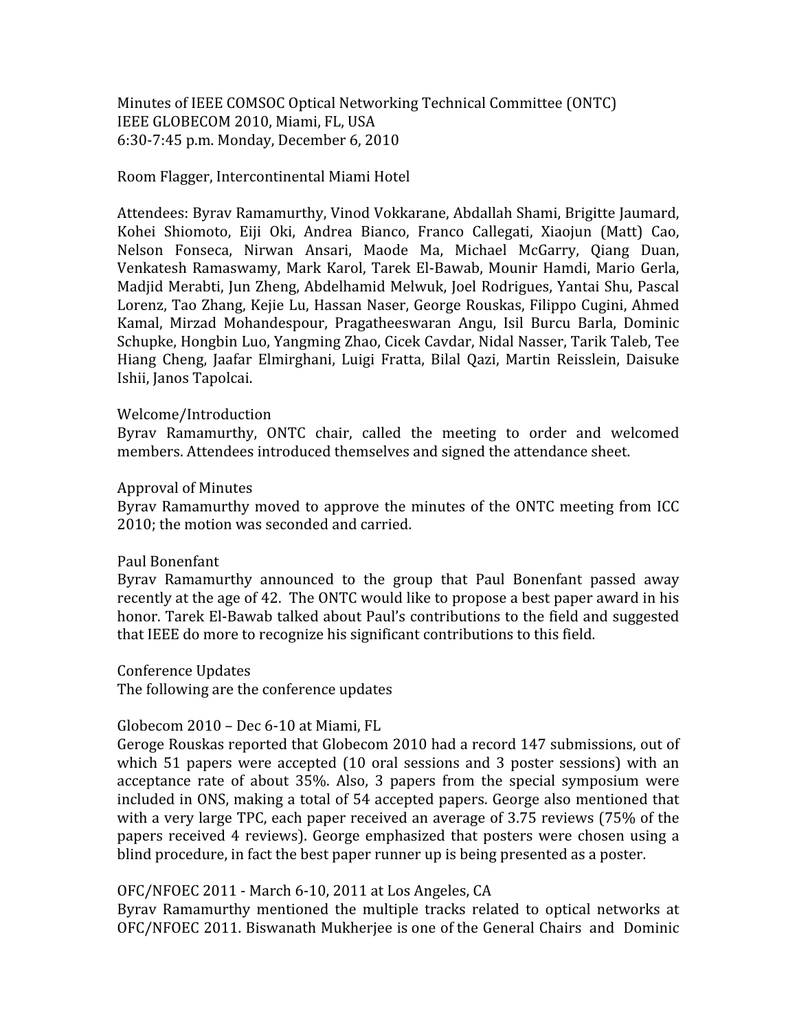Minutes of IEEE COMSOC Optical Networking Technical Committee (ONTC)
IEEE GLOBECOM 2010, Miami, FL, USA
6:30-7:45 p.m. Monday, December 6, 2010

Room Flagger, Intercontinental Miami Hotel

Attendees: Byrav Ramamurthy, Vinod Vokkarane, Abdallah Shami, Brigitte Jaumard, Kohei Shiomoto, Eiji Oki, Andrea Bianco, Franco Callegati, Xiaojun (Matt) Cao, Nelson Fonseca, Nirwan Ansari, Maode Ma, Michael McGarry, Qiang Duan, Venkatesh Ramaswamy, Mark Karol, Tarek El-Bawab, Mounir Hamdi, Mario Gerla, Madjid Merabti, Jun Zheng, Abdelhamid Melwuk, Joel Rodrigues, Yantai Shu, Pascal Lorenz, Tao Zhang, Kejie Lu, Hassan Naser, George Rouskas, Filippo Cugini, Ahmed Kamal, Mirzad Mohandespour, Pragatheeswaran Angu, Isil Burcu Barla, Dominic Schupke, Hongbin Luo, Yangming Zhao, Cicek Cavdar, Nidal Nasser, Tarik Taleb, Tee Hiang Cheng, Jaafar Elmirghani, Luigi Fratta, Bilal Qazi, Martin Reisslein, Daisuke Ishii, Janos Tapolcai.

Welcome/Introduction
Byrav Ramamurthy, ONTC chair, called the meeting to order and welcomed members. Attendees introduced themselves and signed the attendance sheet.

Approval of Minutes
Byrav Ramamurthy moved to approve the minutes of the ONTC meeting from ICC 2010; the motion was seconded and carried.

Paul Bonenfant
Byrav Ramamurthy announced to the group that Paul Bonenfant passed away recently at the age of 42. The ONTC would like to propose a best paper award in his honor. Tarek El-Bawab talked about Paul's contributions to the field and suggested that IEEE do more to recognize his significant contributions to this field.

Conference Updates
The following are the conference updates

Globecom 2010 – Dec 6-10 at Miami, FL
Geroge Rouskas reported that Globecom 2010 had a record 147 submissions, out of which 51 papers were accepted (10 oral sessions and 3 poster sessions) with an acceptance rate of about 35%. Also, 3 papers from the special symposium were included in ONS, making a total of 54 accepted papers. George also mentioned that with a very large TPC, each paper received an average of 3.75 reviews (75% of the papers received 4 reviews). George emphasized that posters were chosen using a blind procedure, in fact the best paper runner up is being presented as a poster.

OFC/NFOEC 2011 - March 6-10, 2011 at Los Angeles, CA
Byrav Ramamurthy mentioned the multiple tracks related to optical networks at OFC/NFOEC 2011. Biswanath Mukherjee is one of the General Chairs and Dominic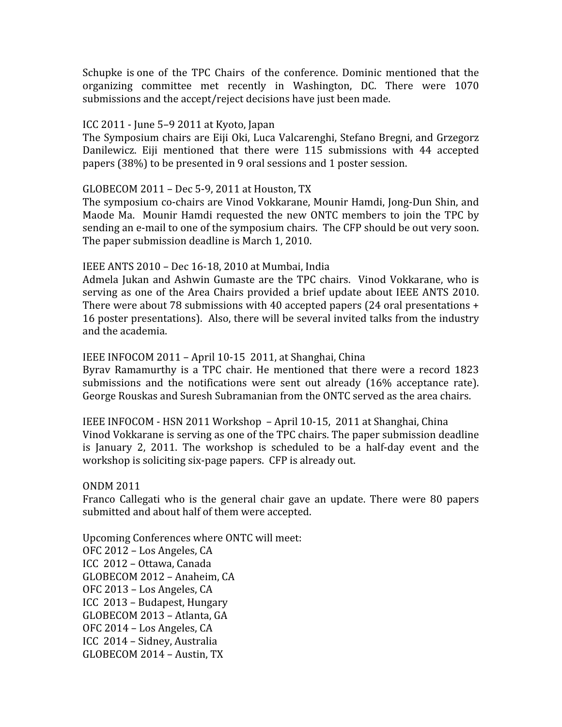Schupke is one of the TPC Chairs of the conference. Dominic mentioned that the organizing committee met recently in Washington, DC. There were 1070 submissions and the accept/reject decisions have just been made.

ICC 2011 - June 5–9 2011 at Kyoto, Japan
The Symposium chairs are Eiji Oki, Luca Valcarenghi, Stefano Bregni, and Grzegorz Danilewicz. Eiji mentioned that there were 115 submissions with 44 accepted papers (38%) to be presented in 9 oral sessions and 1 poster session.

GLOBECOM 2011 – Dec 5-9, 2011 at Houston, TX
The symposium co-chairs are Vinod Vokkarane, Mounir Hamdi, Jong-Dun Shin, and Maode Ma. Mounir Hamdi requested the new ONTC members to join the TPC by sending an e-mail to one of the symposium chairs. The CFP should be out very soon. The paper submission deadline is March 1, 2010.

IEEE ANTS 2010 – Dec 16-18, 2010 at Mumbai, India
Admela Jukan and Ashwin Gumaste are the TPC chairs. Vinod Vokkarane, who is serving as one of the Area Chairs provided a brief update about IEEE ANTS 2010. There were about 78 submissions with 40 accepted papers (24 oral presentations + 16 poster presentations). Also, there will be several invited talks from the industry and the academia.

IEEE INFOCOM 2011 – April 10-15 2011, at Shanghai, China
Byrav Ramamurthy is a TPC chair. He mentioned that there were a record 1823 submissions and the notifications were sent out already (16% acceptance rate). George Rouskas and Suresh Subramanian from the ONTC served as the area chairs.

IEEE INFOCOM - HSN 2011 Workshop – April 10-15, 2011 at Shanghai, China
Vinod Vokkarane is serving as one of the TPC chairs. The paper submission deadline is January 2, 2011. The workshop is scheduled to be a half-day event and the workshop is soliciting six-page papers. CFP is already out.

ONDM 2011
Franco Callegati who is the general chair gave an update. There were 80 papers submitted and about half of them were accepted.

Upcoming Conferences where ONTC will meet:
OFC 2012 – Los Angeles, CA
ICC 2012 – Ottawa, Canada
GLOBECOM 2012 – Anaheim, CA
OFC 2013 – Los Angeles, CA
ICC 2013 – Budapest, Hungary
GLOBECOM 2013 – Atlanta, GA
OFC 2014 – Los Angeles, CA
ICC 2014 – Sidney, Australia
GLOBECOM 2014 – Austin, TX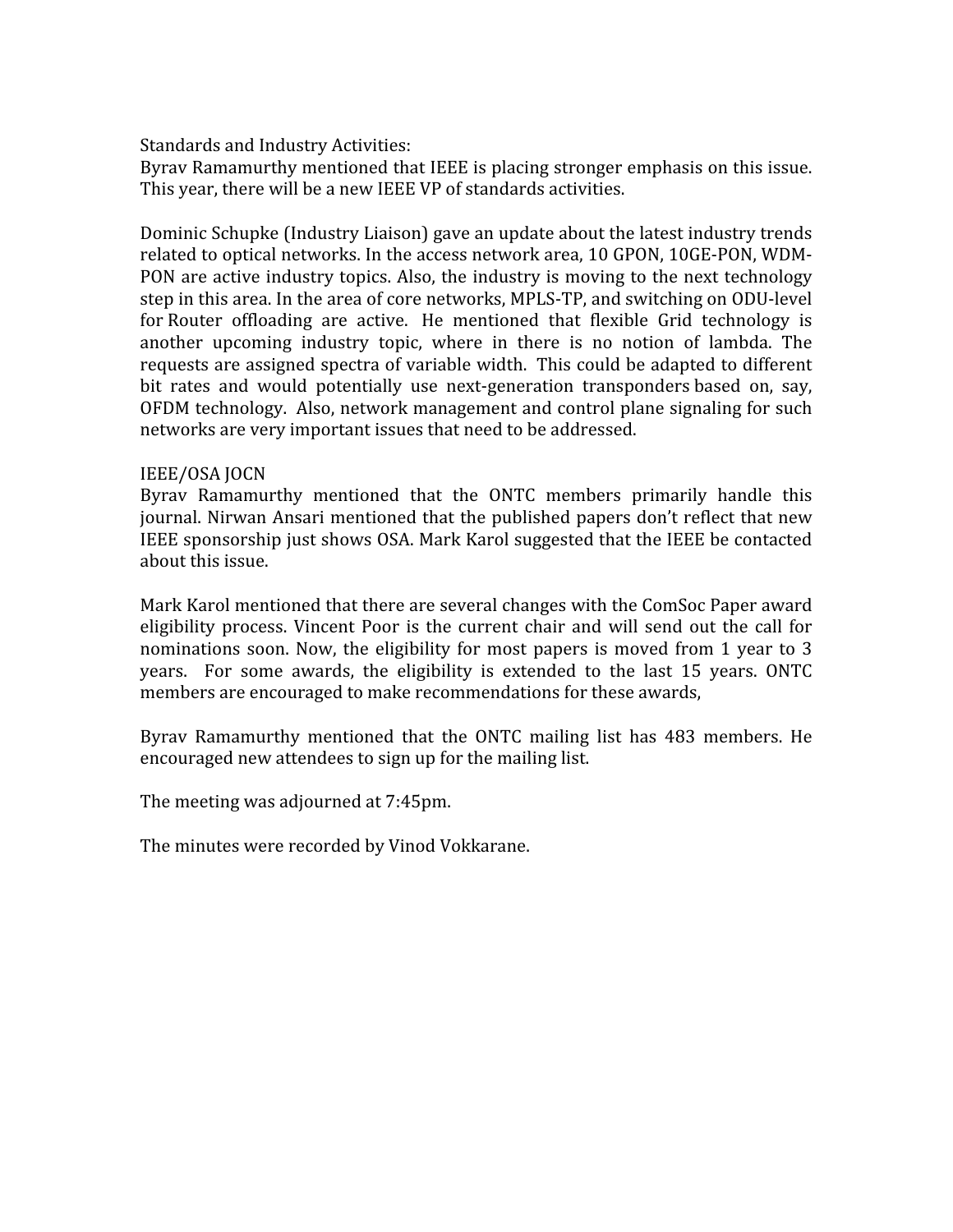Standards and Industry Activities:

Byrav Ramamurthy mentioned that IEEE is placing stronger emphasis on this issue. This year, there will be a new IEEE VP of standards activities.

Dominic Schupke (Industry Liaison) gave an update about the latest industry trends related to optical networks. In the access network area, 10 GPON, 10GE-PON, WDM-PON are active industry topics. Also, the industry is moving to the next technology step in this area. In the area of core networks, MPLS-TP, and switching on ODU-level for Router offloading are active. He mentioned that flexible Grid technology is another upcoming industry topic, where in there is no notion of lambda. The requests are assigned spectra of variable width. This could be adapted to different bit rates and would potentially use next-generation transponders based on, say, OFDM technology. Also, network management and control plane signaling for such networks are very important issues that need to be addressed.

IEEE/OSA JOCN

Byrav Ramamurthy mentioned that the ONTC members primarily handle this journal. Nirwan Ansari mentioned that the published papers don't reflect that new IEEE sponsorship just shows OSA. Mark Karol suggested that the IEEE be contacted about this issue.

Mark Karol mentioned that there are several changes with the ComSoc Paper award eligibility process. Vincent Poor is the current chair and will send out the call for nominations soon. Now, the eligibility for most papers is moved from 1 year to 3 years. For some awards, the eligibility is extended to the last 15 years. ONTC members are encouraged to make recommendations for these awards,

Byrav Ramamurthy mentioned that the ONTC mailing list has 483 members. He encouraged new attendees to sign up for the mailing list.

The meeting was adjourned at 7:45pm.

The minutes were recorded by Vinod Vokkarane.